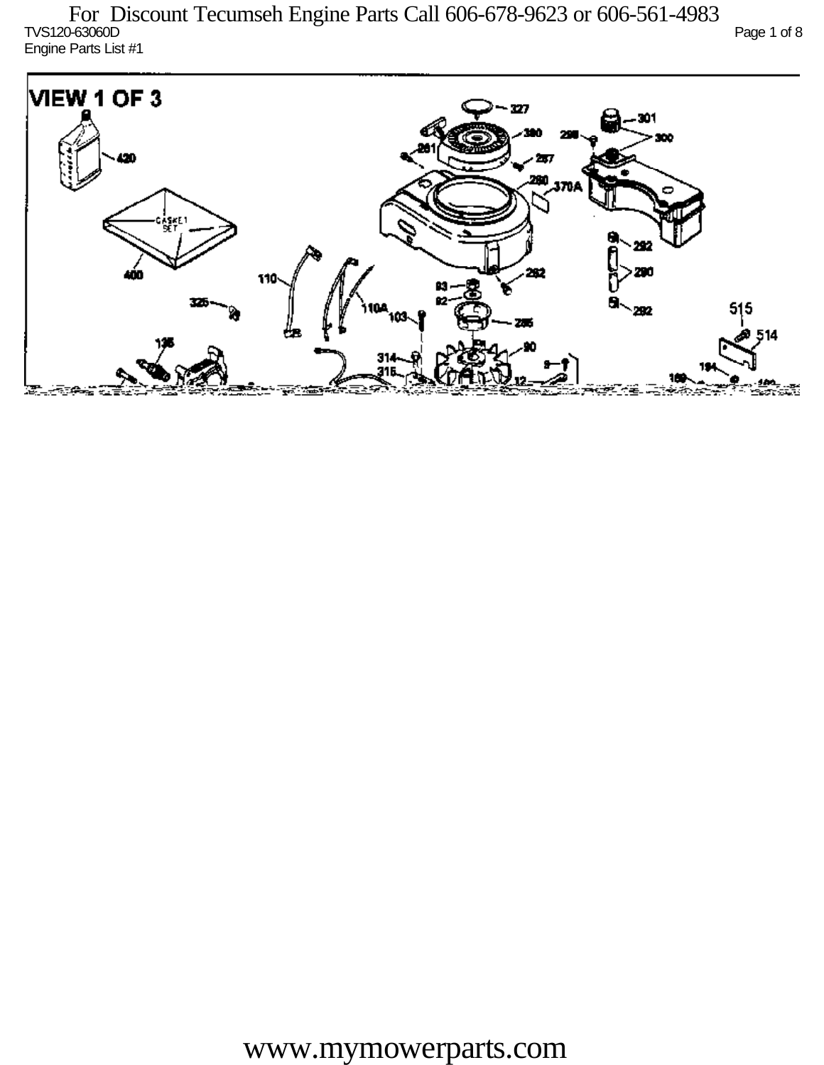For Discount Tecumseh Engine Parts Call 606-678-9623 or 606-561-4983

TVS120-63060D

Engine Parts List #1

VIEW 1 OF 3

www.mymowerparts.com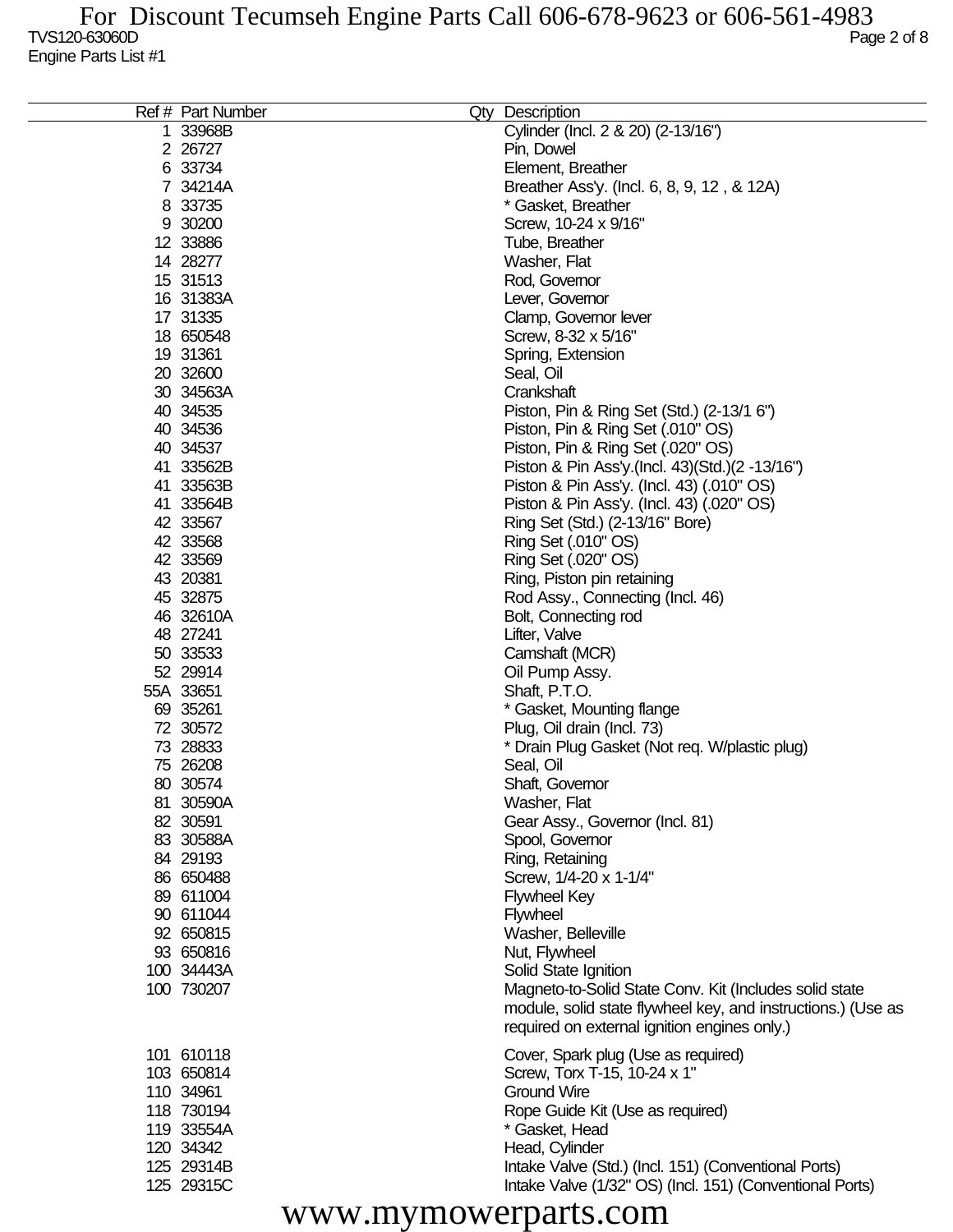TVS120-63060D
Engine Parts List #1

| Ref # | Part Number | Qty | Description |
|---|---|---|---|
| 1 | 33968B | | Cylinder (Incl. 2 & 20) (2-13/16") |
| 2 | 26727 | | Pin, Dowel |
| 6 | 33734 | | Element, Breather |
| 7 | 34214A | | Breather Ass'y. (Incl. 6, 8, 9, 12 , & 12A) |
| 8 | 33735 | | * Gasket, Breather |
| 9 | 30200 | | Screw, 10-24 x 9/16" |
| 12 | 33886 | | Tube, Breather |
| 14 | 28277 | | Washer, Flat |
| 15 | 31513 | | Rod, Governor |
| 16 | 31383A | | Lever, Governor |
| 17 | 31335 | | Clamp, Governor lever |
| 18 | 650548 | | Screw, 8-32 x 5/16" |
| 19 | 31361 | | Spring, Extension |
| 20 | 32600 | | Seal, Oil |
| 30 | 34563A | | Crankshaft |
| 40 | 34535 | | Piston, Pin & Ring Set (Std.) (2-13/1 6") |
| 40 | 34536 | | Piston, Pin & Ring Set (.010" OS) |
| 40 | 34537 | | Piston, Pin & Ring Set (.020" OS) |
| 41 | 33562B | | Piston & Pin Ass'y.(Incl. 43)(Std.)(2 -13/16") |
| 41 | 33563B | | Piston & Pin Ass'y. (Incl. 43) (.010" OS) |
| 41 | 33564B | | Piston & Pin Ass'y. (Incl. 43) (.020" OS) |
| 42 | 33567 | | Ring Set (Std.) (2-13/16" Bore) |
| 42 | 33568 | | Ring Set (.010" OS) |
| 42 | 33569 | | Ring Set (.020" OS) |
| 43 | 20381 | | Ring, Piston pin retaining |
| 45 | 32875 | | Rod Assy., Connecting (Incl. 46) |
| 46 | 32610A | | Bolt, Connecting rod |
| 48 | 27241 | | Lifter, Valve |
| 50 | 33533 | | Camshaft (MCR) |
| 52 | 29914 | | Oil Pump Assy. |
| 55A | 33651 | | Shaft, P.T.O. |
| 69 | 35261 | | * Gasket, Mounting flange |
| 72 | 30572 | | Plug, Oil drain (Incl. 73) |
| 73 | 28833 | | * Drain Plug Gasket (Not req. W/plastic plug) |
| 75 | 26208 | | Seal, Oil |
| 80 | 30574 | | Shaft, Governor |
| 81 | 30590A | | Washer, Flat |
| 82 | 30591 | | Gear Assy., Governor (Incl. 81) |
| 83 | 30588A | | Spool, Governor |
| 84 | 29193 | | Ring, Retaining |
| 86 | 650488 | | Screw, 1/4-20 x 1-1/4" |
| 89 | 611004 | | Flywheel Key |
| 90 | 611044 | | Flywheel |
| 92 | 650815 | | Washer, Belleville |
| 93 | 650816 | | Nut, Flywheel |
| 100 | 34443A | | Solid State Ignition |
| 100 | 730207 | | Magneto-to-Solid State Conv. Kit (Includes solid state module, solid state flywheel key, and instructions.) (Use as required on external ignition engines only.) |
| 101 | 610118 | | Cover, Spark plug (Use as required) |
| 103 | 650814 | | Screw, Torx T-15, 10-24 x 1" |
| 110 | 34961 | | Ground Wire |
| 118 | 730194 | | Rope Guide Kit (Use as required) |
| 119 | 33554A | | * Gasket, Head |
| 120 | 34342 | | Head, Cylinder |
| 125 | 29314B | | Intake Valve (Std.) (Incl. 151) (Conventional Ports) |
| 125 | 29315C | | Intake Valve (1/32" OS) (Incl. 151) (Conventional Ports) |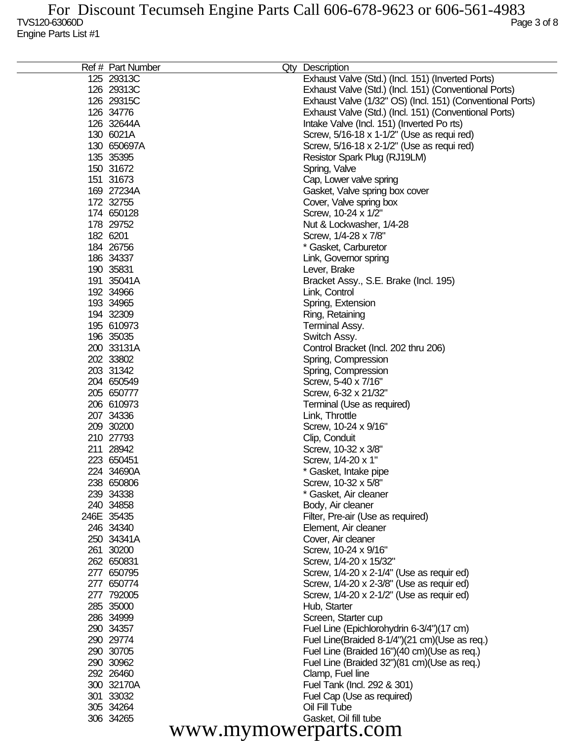| Ref # | Part Number | Qty | Description |
|---|---|---|---|
| 125 | 29313C | | Exhaust Valve (Std.) (Incl. 151) (Inverted Ports) |
| 126 | 29313C | | Exhaust Valve (Std.) (Incl. 151) (Conventional Ports) |
| 126 | 29315C | | Exhaust Valve (1/32" OS) (Incl. 151) (Conventional Ports) |
| 126 | 34776 | | Exhaust Valve (Std.) (Incl. 151) (Conventional Ports) |
| 126 | 32644A | | Intake Valve (Incl. 151) (Inverted Po rts) |
| 130 | 6021A | | Screw, 5/16-18 x 1-1/2" (Use as requi red) |
| 130 | 650697A | | Screw, 5/16-18 x 2-1/2" (Use as requi red) |
| 135 | 35395 | | Resistor Spark Plug (RJ19LM) |
| 150 | 31672 | | Spring, Valve |
| 151 | 31673 | | Cap, Lower valve spring |
| 169 | 27234A | | Gasket, Valve spring box cover |
| 172 | 32755 | | Cover, Valve spring box |
| 174 | 650128 | | Screw, 10-24 x 1/2" |
| 178 | 29752 | | Nut & Lockwasher, 1/4-28 |
| 182 | 6201 | | Screw, 1/4-28 x 7/8" |
| 184 | 26756 | | * Gasket, Carburetor |
| 186 | 34337 | | Link, Governor spring |
| 190 | 35831 | | Lever, Brake |
| 191 | 35041A | | Bracket Assy., S.E. Brake (Incl. 195) |
| 192 | 34966 | | Link, Control |
| 193 | 34965 | | Spring, Extension |
| 194 | 32309 | | Ring, Retaining |
| 195 | 610973 | | Terminal Assy. |
| 196 | 35035 | | Switch Assy. |
| 200 | 33131A | | Control Bracket (Incl. 202 thru 206) |
| 202 | 33802 | | Spring, Compression |
| 203 | 31342 | | Spring, Compression |
| 204 | 650549 | | Screw, 5-40 x 7/16" |
| 205 | 650777 | | Screw, 6-32 x 21/32" |
| 206 | 610973 | | Terminal (Use as required) |
| 207 | 34336 | | Link, Throttle |
| 209 | 30200 | | Screw, 10-24 x 9/16" |
| 210 | 27793 | | Clip, Conduit |
| 211 | 28942 | | Screw, 10-32 x 3/8" |
| 223 | 650451 | | Screw, 1/4-20 x 1" |
| 224 | 34690A | | * Gasket, Intake pipe |
| 238 | 650806 | | Screw, 10-32 x 5/8" |
| 239 | 34338 | | * Gasket, Air cleaner |
| 240 | 34858 | | Body, Air cleaner |
| 246E | 35435 | | Filter, Pre-air (Use as required) |
| 246 | 34340 | | Element, Air cleaner |
| 250 | 34341A | | Cover, Air cleaner |
| 261 | 30200 | | Screw, 10-24 x 9/16" |
| 262 | 650831 | | Screw, 1/4-20 x 15/32" |
| 277 | 650795 | | Screw, 1/4-20 x 2-1/4" (Use as requir ed) |
| 277 | 650774 | | Screw, 1/4-20 x 2-3/8" (Use as requir ed) |
| 277 | 792005 | | Screw, 1/4-20 x 2-1/2" (Use as requir ed) |
| 285 | 35000 | | Hub, Starter |
| 286 | 34999 | | Screen, Starter cup |
| 290 | 34357 | | Fuel Line (Epichlorohydrin 6-3/4")(17 cm) |
| 290 | 29774 | | Fuel Line(Braided 8-1/4")(21 cm)(Use as req.) |
| 290 | 30705 | | Fuel Line (Braided 16")(40 cm)(Use as req.) |
| 290 | 30962 | | Fuel Line (Braided 32")(81 cm)(Use as req.) |
| 292 | 26460 | | Clamp, Fuel line |
| 300 | 32170A | | Fuel Tank (Incl. 292 & 301) |
| 301 | 33032 | | Fuel Cap (Use as required) |
| 305 | 34264 | | Oil Fill Tube |
| 306 | 34265 | | Gasket, Oil fill tube |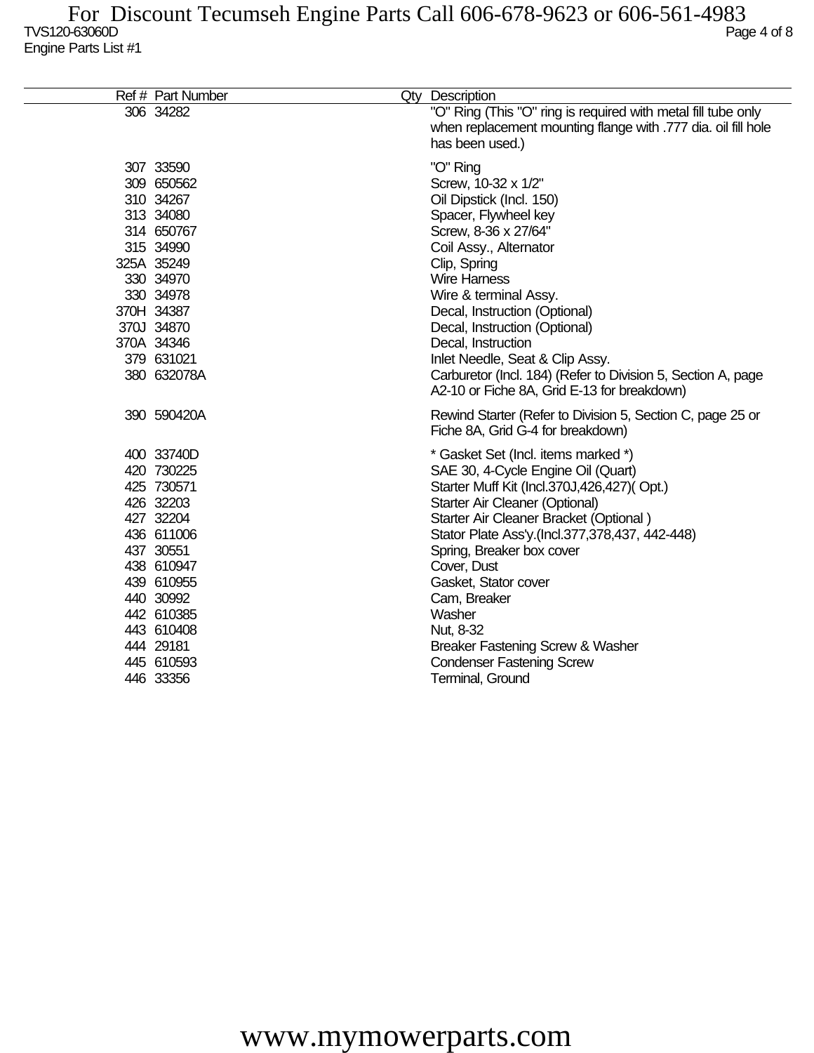| Ref # | Part Number | Qty | Description |
|---|---|---|---|
| 306 | 34282 | | "O" Ring (This "O" ring is required with metal fill tube only when replacement mounting flange with .777 dia. oil fill hole has been used.) |
| 307 | 33590 | | "O" Ring |
| 309 | 650562 | | Screw, 10-32 x 1/2" |
| 310 | 34267 | | Oil Dipstick (Incl. 150) |
| 313 | 34080 | | Spacer, Flywheel key |
| 314 | 650767 | | Screw, 8-36 x 27/64" |
| 315 | 34990 | | Coil Assy., Alternator |
| 325A | 35249 | | Clip, Spring |
| 330 | 34970 | | Wire Harness |
| 330 | 34978 | | Wire & terminal Assy. |
| 370H | 34387 | | Decal, Instruction (Optional) |
| 370J | 34870 | | Decal, Instruction (Optional) |
| 370A | 34346 | | Decal, Instruction |
| 379 | 631021 | | Inlet Needle, Seat & Clip Assy. |
| 380 | 632078A | | Carburetor (Incl. 184) (Refer to Division 5, Section A, page A2-10 or Fiche 8A, Grid E-13 for breakdown) |
| 390 | 590420A | | Rewind Starter (Refer to Division 5, Section C, page 25 or Fiche 8A, Grid G-4 for breakdown) |
| 400 | 33740D | | * Gasket Set (Incl. items marked *) |
| 420 | 730225 | | SAE 30, 4-Cycle Engine Oil (Quart) |
| 425 | 730571 | | Starter Muff Kit (Incl.370J,426,427)( Opt.) |
| 426 | 32203 | | Starter Air Cleaner (Optional) |
| 427 | 32204 | | Starter Air Cleaner Bracket (Optional ) |
| 436 | 611006 | | Stator Plate Ass'y.(Incl.377,378,437, 442-448) |
| 437 | 30551 | | Spring, Breaker box cover |
| 438 | 610947 | | Cover, Dust |
| 439 | 610955 | | Gasket, Stator cover |
| 440 | 30992 | | Cam, Breaker |
| 442 | 610385 | | Washer |
| 443 | 610408 | | Nut, 8-32 |
| 444 | 29181 | | Breaker Fastening Screw & Washer |
| 445 | 610593 | | Condenser Fastening Screw |
| 446 | 33356 | | Terminal, Ground |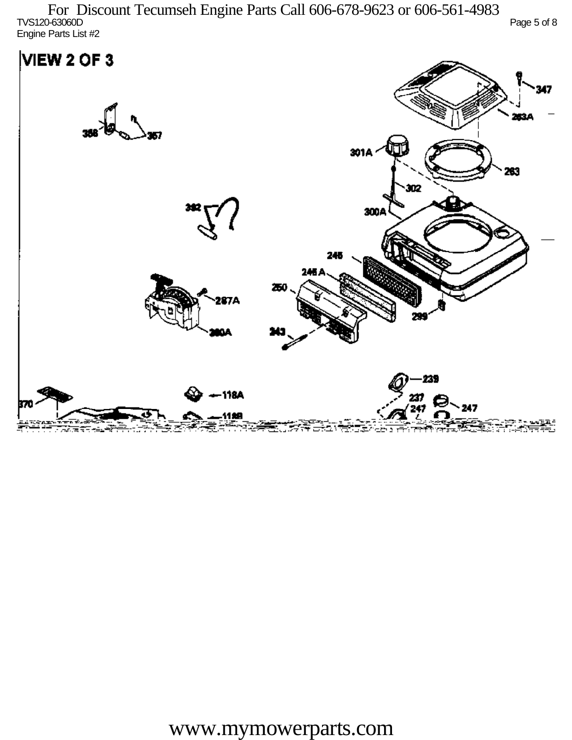For Discount Tecumseh Engine Parts Call 606-678-9623 or 606-561-4983

TVS120-63060D

Engine Parts List #2

VIEW 2 OF 3

347

263A

358

357

301A

263

302

392

300A

245

245 A

250

287A

299

360A

243

239

370

118A

237

247

247

118B

www.mymowerparts.com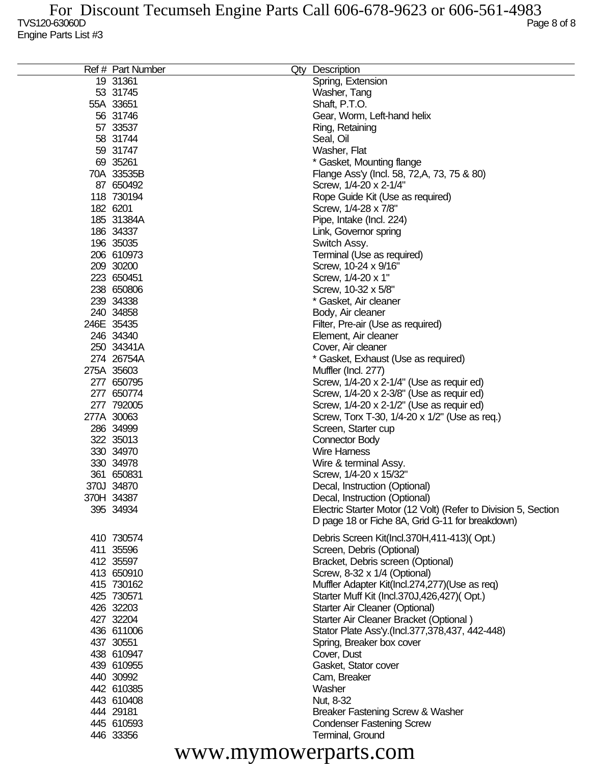TVS120-63060D

Engine Parts List #3

| Ref # | Part Number | Qty | Description |
|---|---|---|---|
| 19 | 31361 | | Spring, Extension |
| 53 | 31745 | | Washer, Tang |
| 55A | 33651 | | Shaft, P.T.O. |
| 56 | 31746 | | Gear, Worm, Left-hand helix |
| 57 | 33537 | | Ring, Retaining |
| 58 | 31744 | | Seal, Oil |
| 59 | 31747 | | Washer, Flat |
| 69 | 35261 | | * Gasket, Mounting flange |
| 70A | 33535B | | Flange Ass'y (Incl. 58, 72,A, 73, 75 & 80) |
| 87 | 650492 | | Screw, 1/4-20 x 2-1/4" |
| 118 | 730194 | | Rope Guide Kit (Use as required) |
| 182 | 6201 | | Screw, 1/4-28 x 7/8" |
| 185 | 31384A | | Pipe, Intake (Incl. 224) |
| 186 | 34337 | | Link, Governor spring |
| 196 | 35035 | | Switch Assy. |
| 206 | 610973 | | Terminal (Use as required) |
| 209 | 30200 | | Screw, 10-24 x 9/16" |
| 223 | 650451 | | Screw, 1/4-20 x 1" |
| 238 | 650806 | | Screw, 10-32 x 5/8" |
| 239 | 34338 | | * Gasket, Air cleaner |
| 240 | 34858 | | Body, Air cleaner |
| 246E | 35435 | | Filter, Pre-air (Use as required) |
| 246 | 34340 | | Element, Air cleaner |
| 250 | 34341A | | Cover, Air cleaner |
| 274 | 26754A | | * Gasket, Exhaust (Use as required) |
| 275A | 35603 | | Muffler (Incl. 277) |
| 277 | 650795 | | Screw, 1/4-20 x 2-1/4" (Use as requir ed) |
| 277 | 650774 | | Screw, 1/4-20 x 2-3/8" (Use as requir ed) |
| 277 | 792005 | | Screw, 1/4-20 x 2-1/2" (Use as requir ed) |
| 277A | 30063 | | Screw, Torx T-30, 1/4-20 x 1/2" (Use as req.) |
| 286 | 34999 | | Screen, Starter cup |
| 322 | 35013 | | Connector Body |
| 330 | 34970 | | Wire Harness |
| 330 | 34978 | | Wire & terminal Assy. |
| 361 | 650831 | | Screw, 1/4-20 x 15/32" |
| 370J | 34870 | | Decal, Instruction (Optional) |
| 370H | 34387 | | Decal, Instruction (Optional) |
| 395 | 34934 | | Electric Starter Motor (12 Volt) (Refer to Division 5, Section D page 18 or Fiche 8A, Grid G-11 for breakdown) |
| 410 | 730574 | | Debris Screen Kit(Incl.370H,411-413)( Opt.) |
| 411 | 35596 | | Screen, Debris (Optional) |
| 412 | 35597 | | Bracket, Debris screen (Optional) |
| 413 | 650910 | | Screw, 8-32 x 1/4 (Optional) |
| 415 | 730162 | | Muffler Adapter Kit(Incl.274,277)(Use as req) |
| 425 | 730571 | | Starter Muff Kit (Incl.370J,426,427)( Opt.) |
| 426 | 32203 | | Starter Air Cleaner (Optional) |
| 427 | 32204 | | Starter Air Cleaner Bracket (Optional ) |
| 436 | 611006 | | Stator Plate Ass'y.(Incl.377,378,437, 442-448) |
| 437 | 30551 | | Spring, Breaker box cover |
| 438 | 610947 | | Cover, Dust |
| 439 | 610955 | | Gasket, Stator cover |
| 440 | 30992 | | Cam, Breaker |
| 442 | 610385 | | Washer |
| 443 | 610408 | | Nut, 8-32 |
| 444 | 29181 | | Breaker Fastening Screw & Washer |
| 445 | 610593 | | Condenser Fastening Screw |
| 446 | 33356 | | Terminal, Ground |